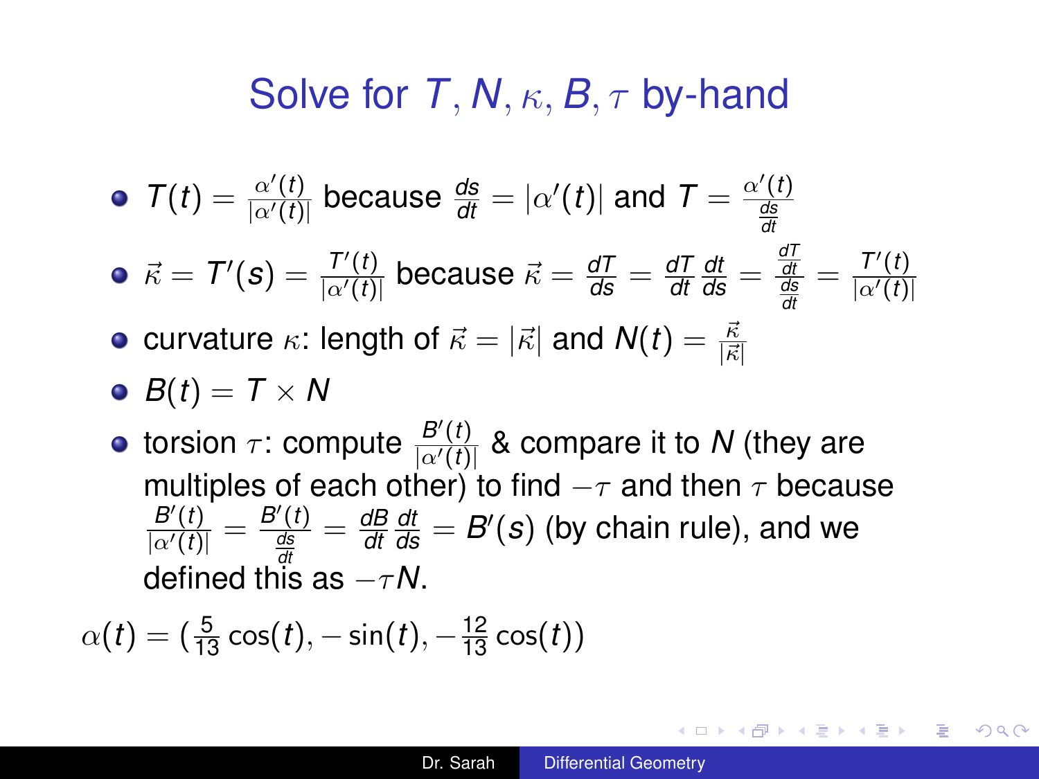# Solve for $T, N, \kappa, B, \tau$ by-hand

- $T(t) = \frac{\alpha'(t)}{|\alpha'(t)|}$ because $\frac{ds}{dt} = |\alpha'(t)|$ and $T = \frac{\alpha'(t)}{\frac{ds}{dt}}$
- $\vec{\kappa} = T'(s) = \frac{T'(t)}{|\alpha'(t)|}$ because $\vec{\kappa} = \frac{dT}{ds} = \frac{dT}{dt}\frac{dt}{ds} = \frac{\frac{dT}{dt}}{\frac{ds}{dt}} = \frac{T'(t)}{|\alpha'(t)|}$
- curvature $\kappa$: length of $\vec{\kappa} = |\vec{\kappa}|$ and $N(t) = \frac{\vec{\kappa}}{|\vec{\kappa}|}$
- $B(t) = T \times N$
- torsion $\tau$: compute $\frac{B'(t)}{|\alpha'(t)|}$ & compare it to $N$ (they are multiples of each other) to find $-\tau$ and then $\tau$ because $\frac{B'(t)}{|\alpha'(t)|} = \frac{B'(t)}{\frac{ds}{dt}} = \frac{dB}{dt}\frac{dt}{ds} = B'(s)$ (by chain rule), and we defined this as $-\tau N$.

$\alpha(t) = (\frac{5}{13}\cos(t), -\sin(t), -\frac{12}{13}\cos(t))$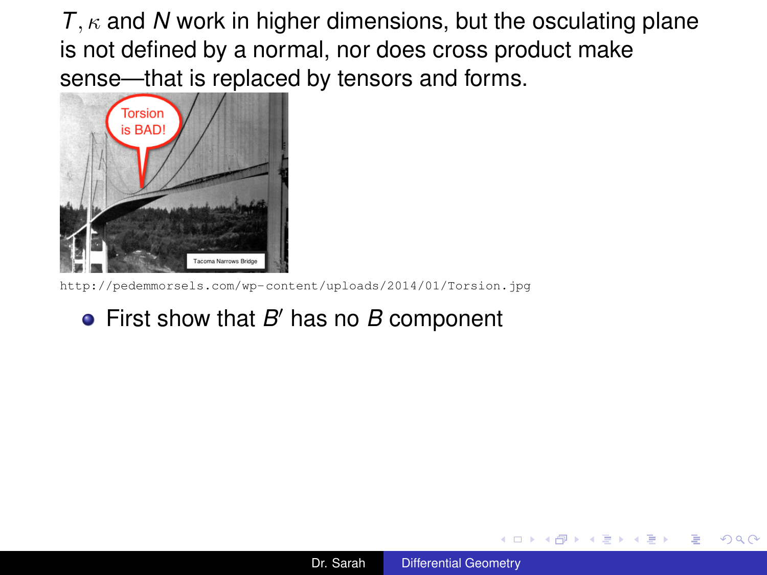$T, \kappa$ and $N$ work in higher dimensions, but the osculating plane is not defined by a normal, nor does cross product make sense—that is replaced by tensors and forms.

http://pedemmorsels.com/wp-content/uploads/2014/01/Torsion.jpg

- First show that $B'$ has no $B$ component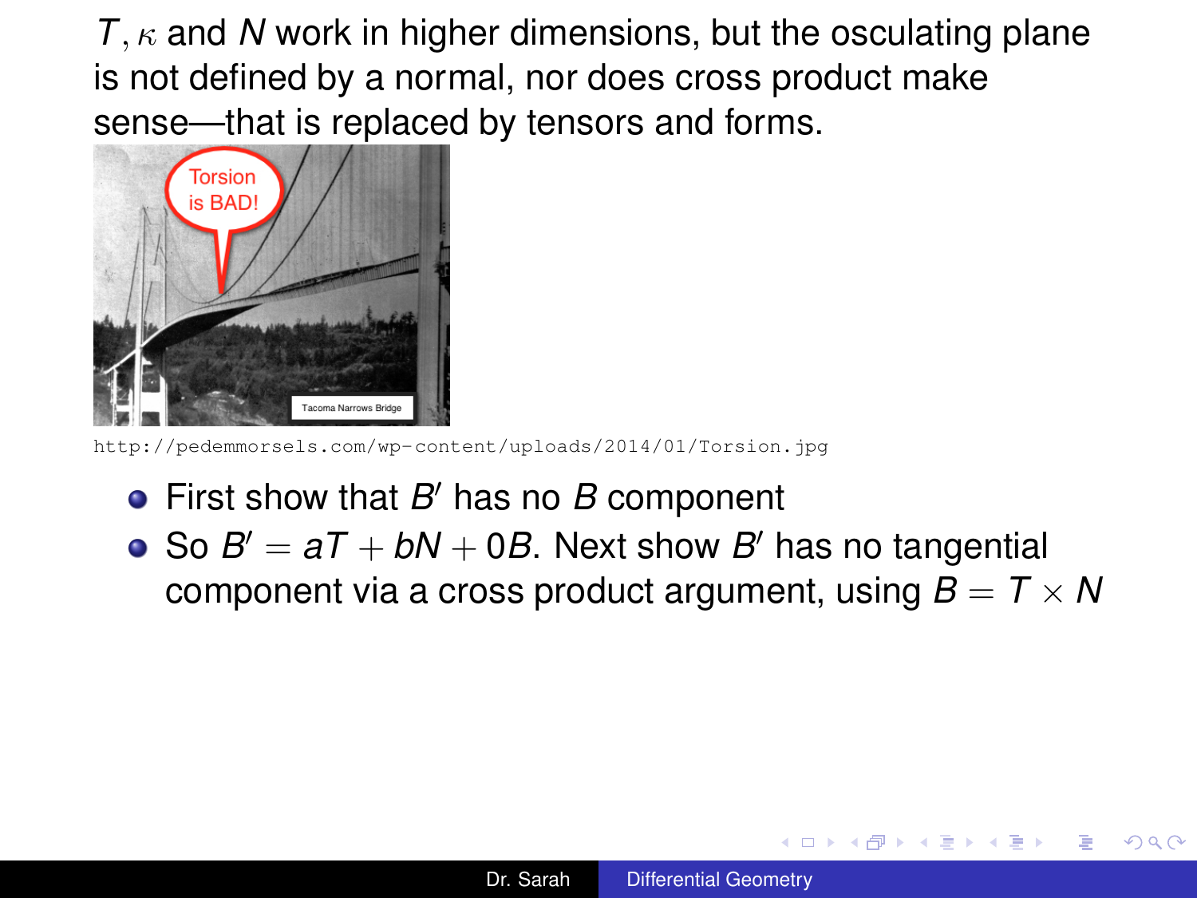$T, \kappa$ and $N$ work in higher dimensions, but the osculating plane is not defined by a normal, nor does cross product make sense—that is replaced by tensors and forms.

http://pedemmorsels.com/wp-content/uploads/2014/01/Torsion.jpg

- First show that $B'$ has no $B$ component
- So $B' = aT + bN + 0B$. Next show $B'$ has no tangential component via a cross product argument, using $B = T \times N$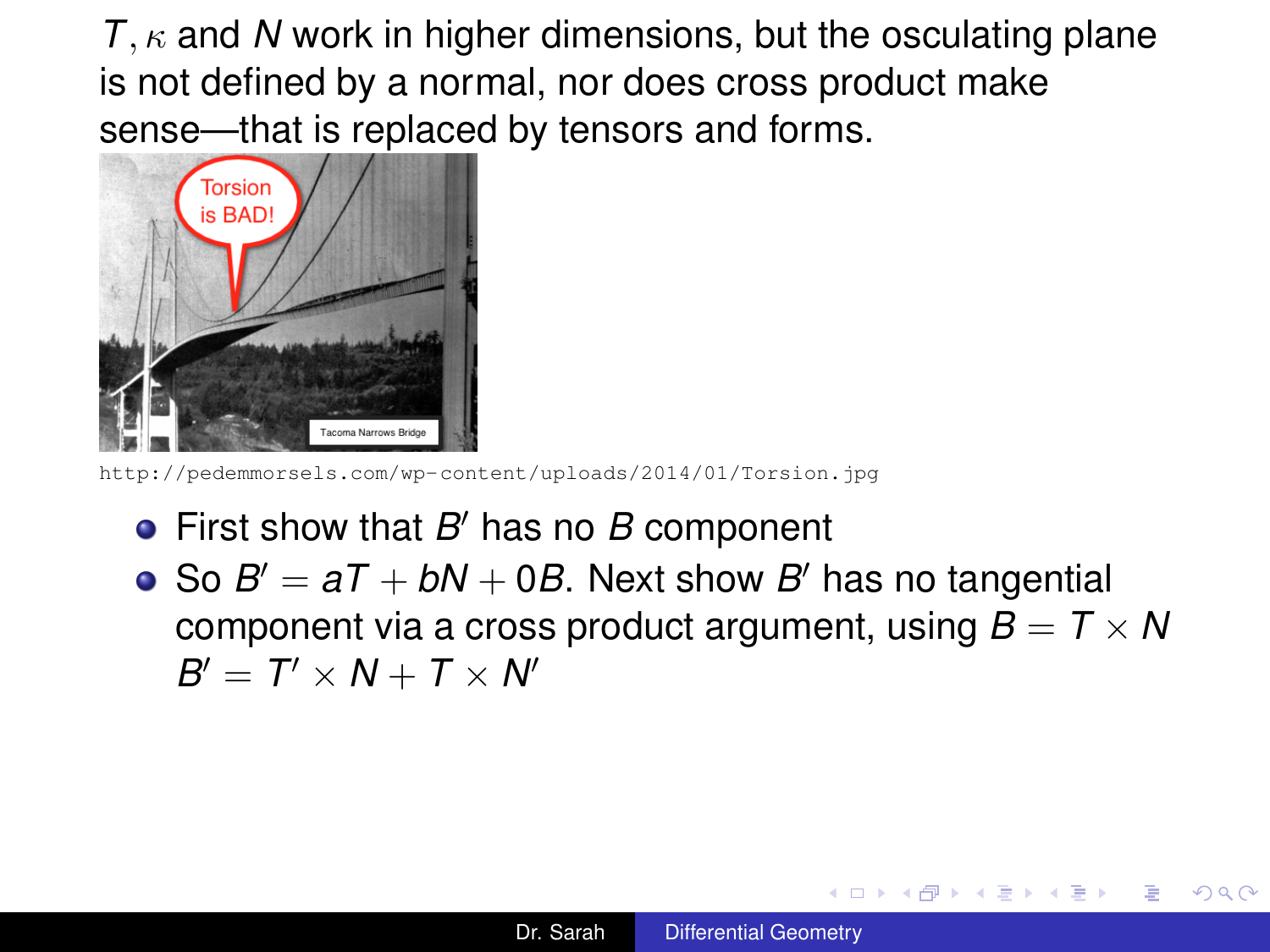$T, \kappa$ and $N$ work in higher dimensions, but the osculating plane is not defined by a normal, nor does cross product make sense—that is replaced by tensors and forms.

http://pedemmorsels.com/wp-content/uploads/2014/01/Torsion.jpg

- First show that $B'$ has no $B$ component
- So $B' = aT + bN + 0B$. Next show $B'$ has no tangential component via a cross product argument, using $B = T \times N$ $B' = T' \times N + T \times N'$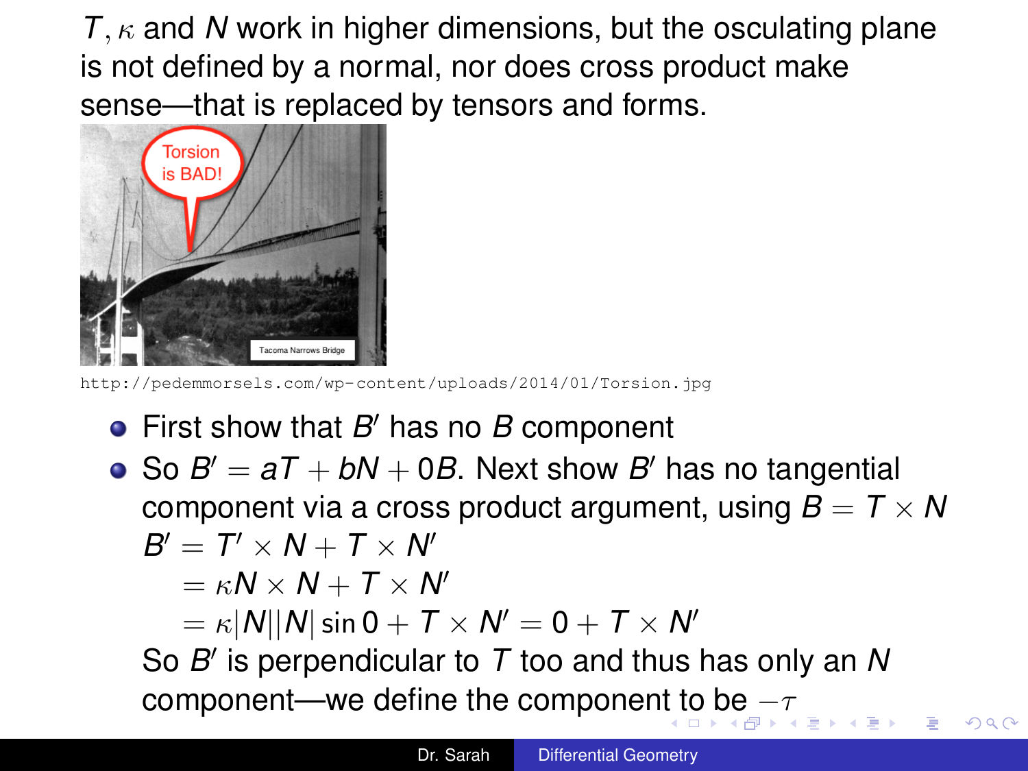$T, \kappa$ and $N$ work in higher dimensions, but the osculating plane is not defined by a normal, nor does cross product make sense—that is replaced by tensors and forms.

http://pedemmorsels.com/wp-content/uploads/2014/01/Torsion.jpg

- First show that $B'$ has no $B$ component
- So $B' = aT + bN + 0B$. Next show $B'$ has no tangential component via a cross product argument, using $B = T \times N$

  $$\begin{aligned} B' &= T' \times N + T \times N' \\ &= \kappa N \times N + T \times N' \\ &= \kappa |N||N| \sin 0 + T \times N' = 0 + T \times N' \end{aligned}$$

  So $B'$ is perpendicular to $T$ too and thus has only an $N$ component—we define the component to be $-\tau$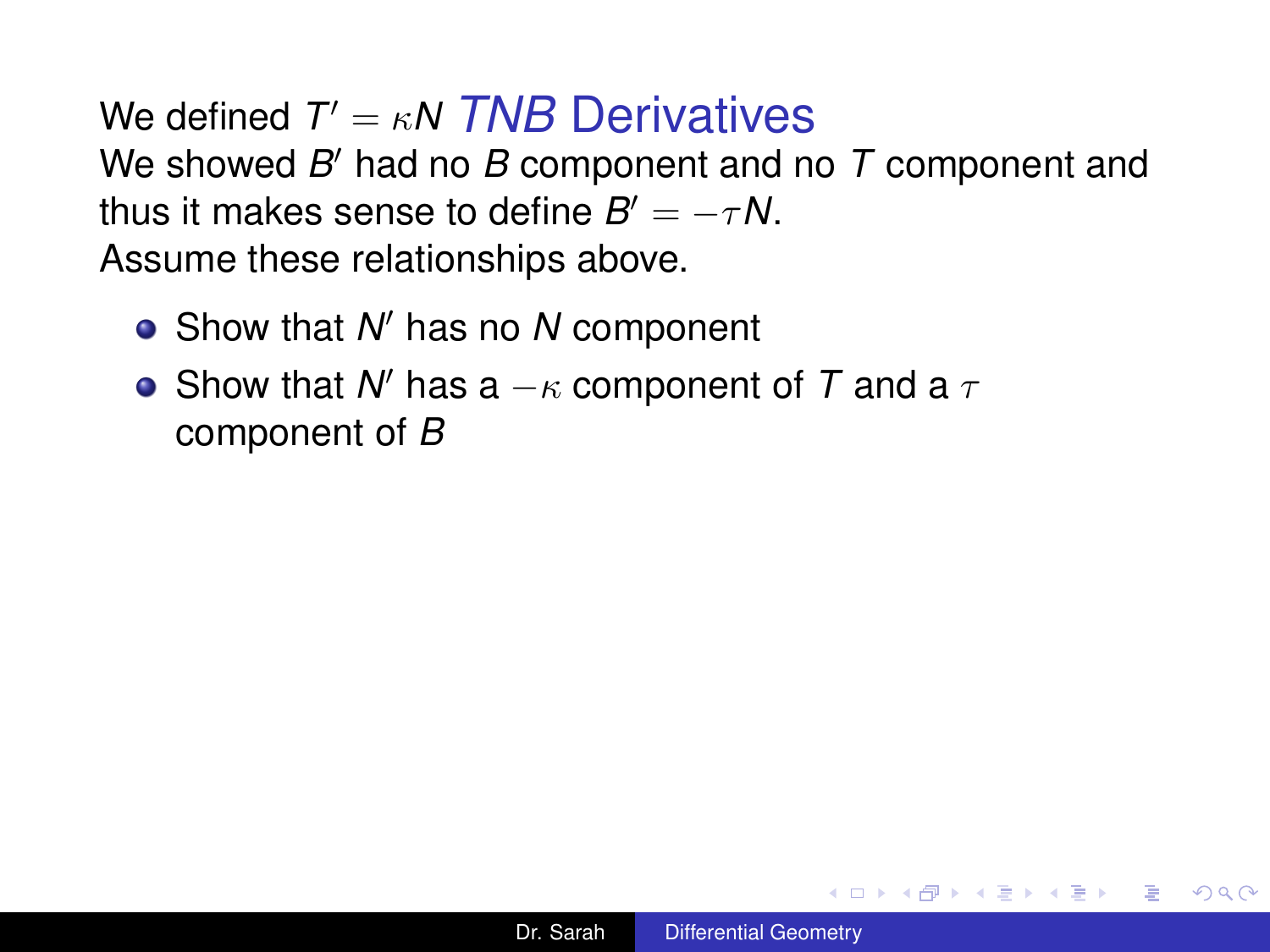## *TNB* Derivatives

We defined $T' = \kappa N$

We showed $B'$ had no $B$ component and no $T$ component and thus it makes sense to define $B' = -\tau N$.

Assume these relationships above.

- Show that $N'$ has no $N$ component
- Show that $N'$ has a $-\kappa$ component of $T$ and a $\tau$ component of $B$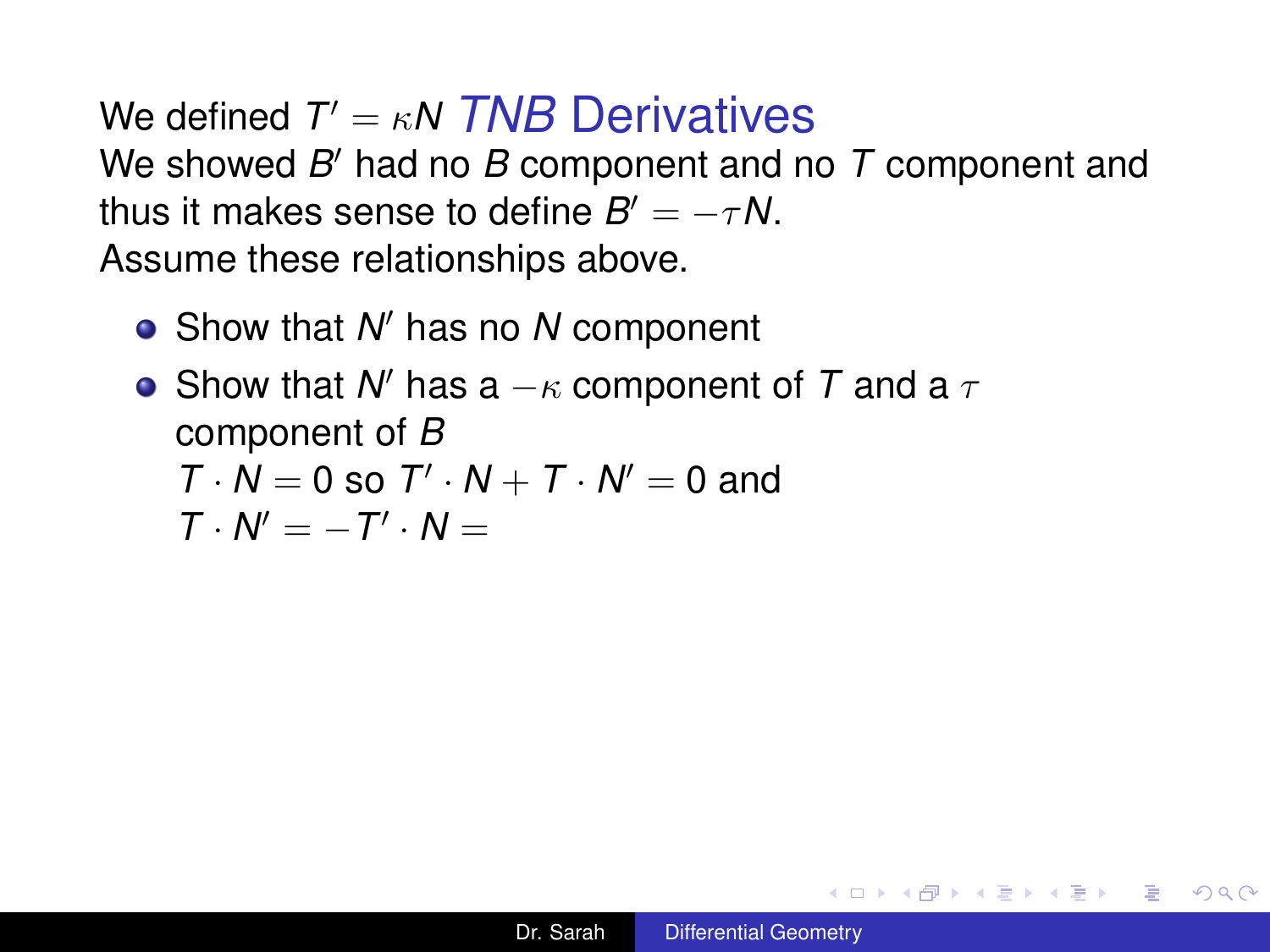## *TNB* Derivatives

We defined $T' = \kappa N$

We showed $B'$ had no $B$ component and no $T$ component and thus it makes sense to define $B' = -\tau N$.

Assume these relationships above.

- Show that $N'$ has no $N$ component
- Show that $N'$ has a $-\kappa$ component of $T$ and a $\tau$ component of $B$

  $T \cdot N = 0$ so $T' \cdot N + T \cdot N' = 0$ and

  $T \cdot N' = -T' \cdot N =$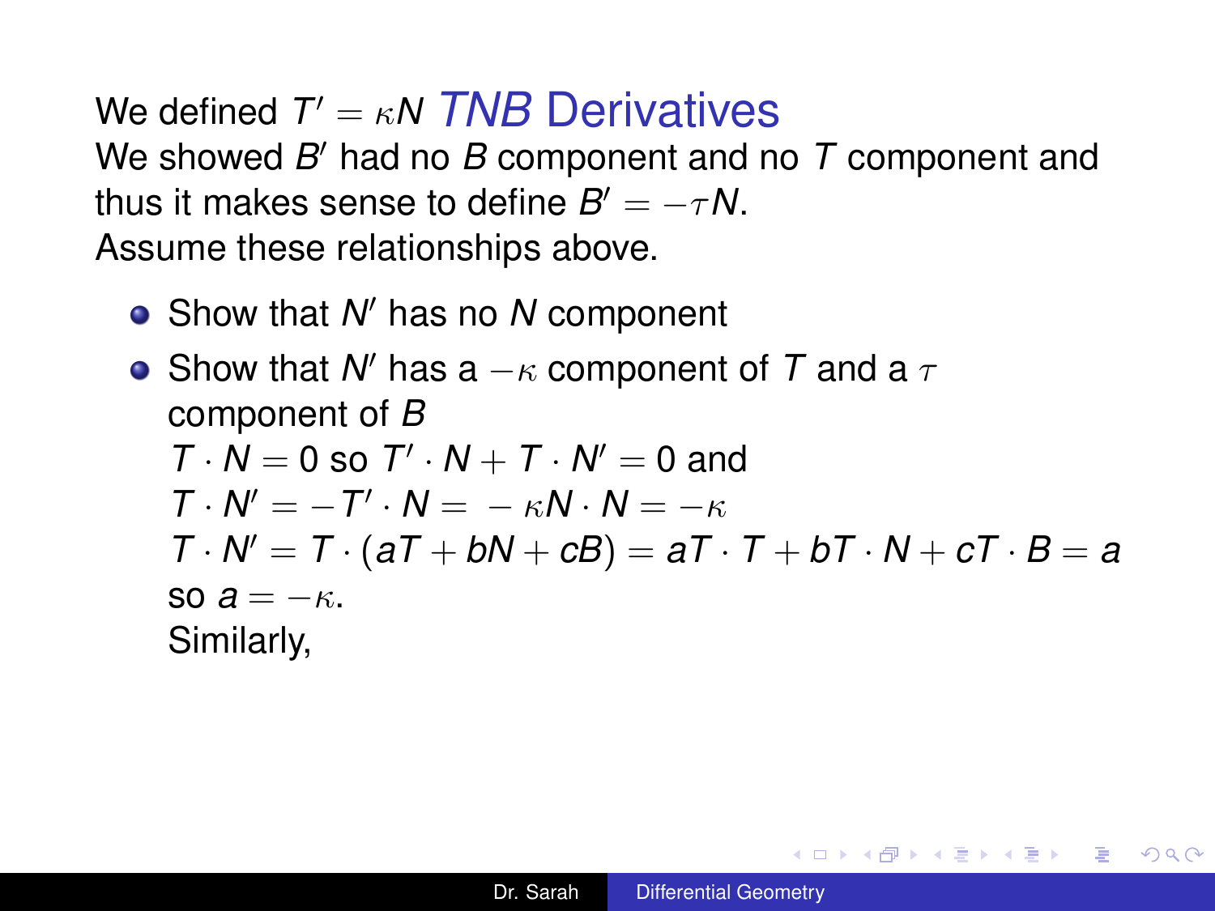## *TNB* Derivatives

We defined $T' = \kappa N$

We showed $B'$ had no $B$ component and no $T$ component and thus it makes sense to define $B' = -\tau N$.

Assume these relationships above.

- Show that $N'$ has no $N$ component
- Show that $N'$ has a $-\kappa$ component of $T$ and a $\tau$ component of $B$

  $T \cdot N = 0$ so $T' \cdot N + T \cdot N' = 0$ and

  $T \cdot N' = -T' \cdot N = -\kappa N \cdot N = -\kappa$

  $T \cdot N' = T \cdot (aT + bN + cB) = aT \cdot T + bT \cdot N + cT \cdot B = a$

  so $a = -\kappa$.

  Similarly,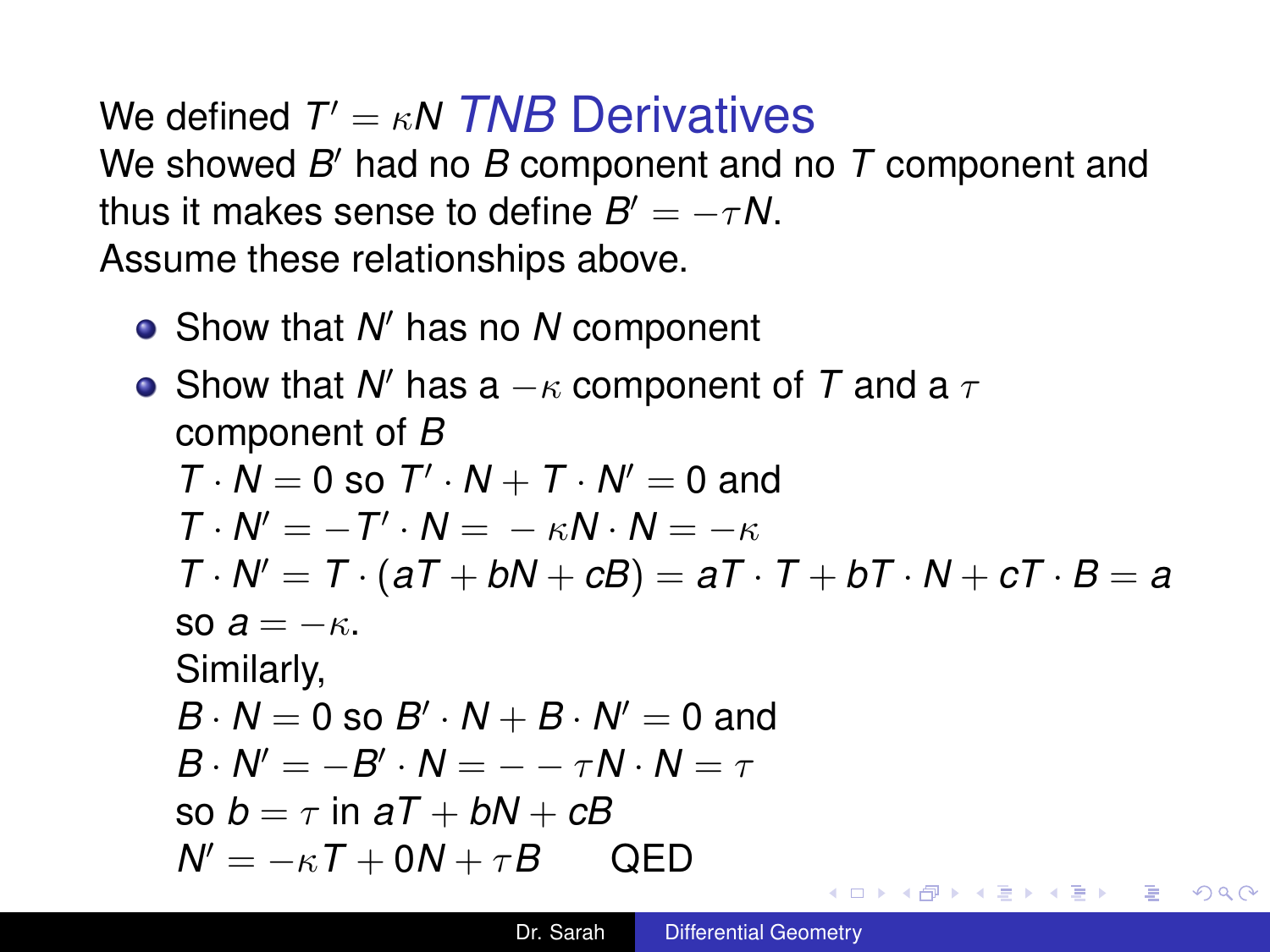## *TNB* Derivatives

We defined $T' = \kappa N$

We showed $B'$ had no $B$ component and no $T$ component and thus it makes sense to define $B' = -\tau N$.

Assume these relationships above.

- Show that $N'$ has no $N$ component
- Show that $N'$ has a $-\kappa$ component of $T$ and a $\tau$ component of $B$

  $T \cdot N = 0$ so $T' \cdot N + T \cdot N' = 0$ and

  $T \cdot N' = -T' \cdot N = -\kappa N \cdot N = -\kappa$

  $T \cdot N' = T \cdot (aT + bN + cB) = aT \cdot T + bT \cdot N + cT \cdot B = a$

  so $a = -\kappa$.

  Similarly,

  $B \cdot N = 0$ so $B' \cdot N + B \cdot N' = 0$ and

  $B \cdot N' = -B' \cdot N = - - \tau N \cdot N = \tau$

  so $b = \tau$ in $aT + bN + cB$

  $N' = -\kappa T + 0N + \tau B$ QED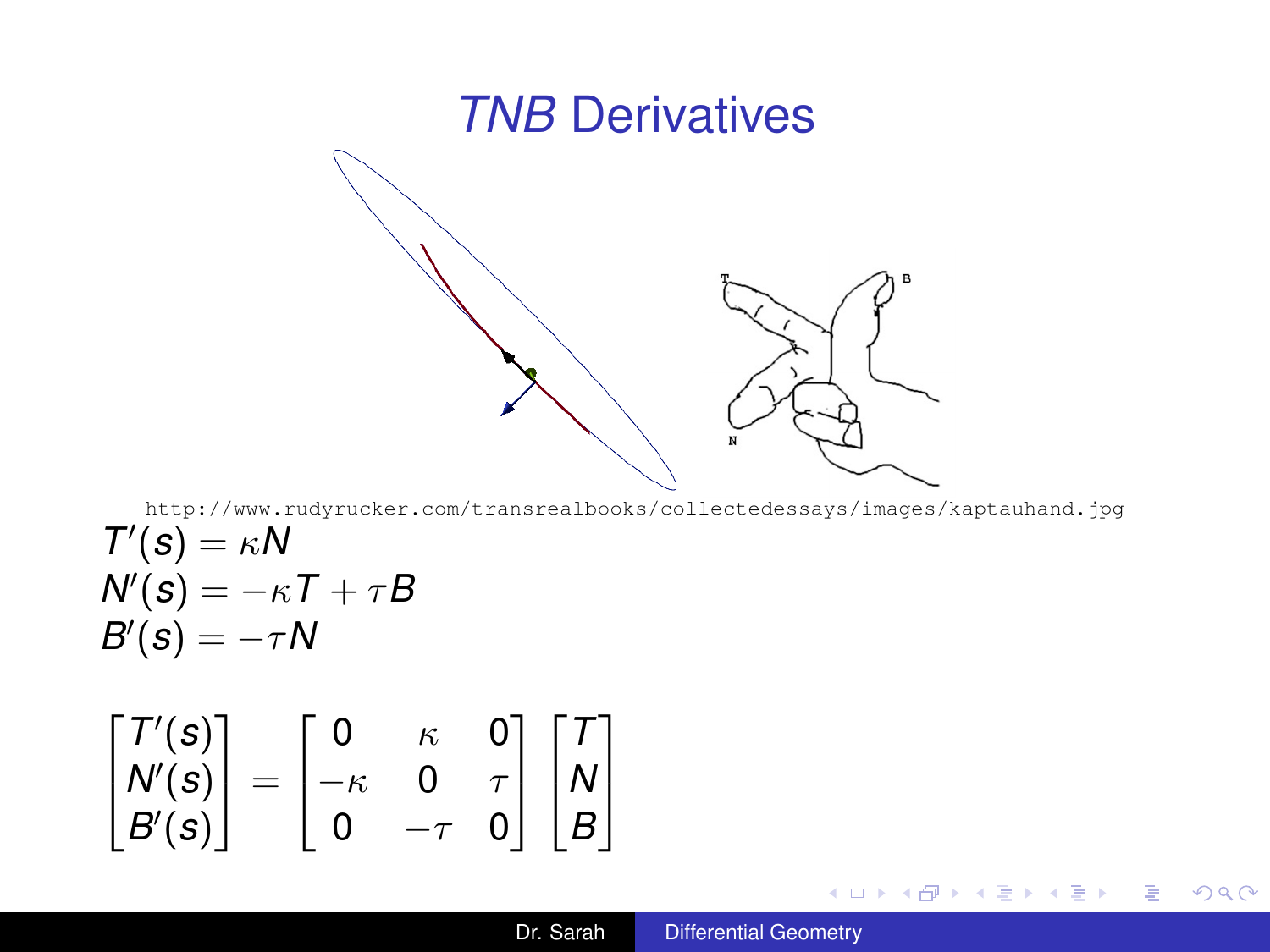# *TNB* Derivatives

http://www.rudyrucker.com/transrealbooks/collectedessays/images/kaptauhand.jpg

$$T'(s) = \kappa N$$
$$N'(s) = -\kappa T + \tau B$$
$$B'(s) = -\tau N$$

$$\begin{bmatrix} T'(s) \\ N'(s) \\ B'(s) \end{bmatrix} = \begin{bmatrix} 0 & \kappa & 0 \\ -\kappa & 0 & \tau \\ 0 & -\tau & 0 \end{bmatrix} \begin{bmatrix} T \\ N \\ B \end{bmatrix}$$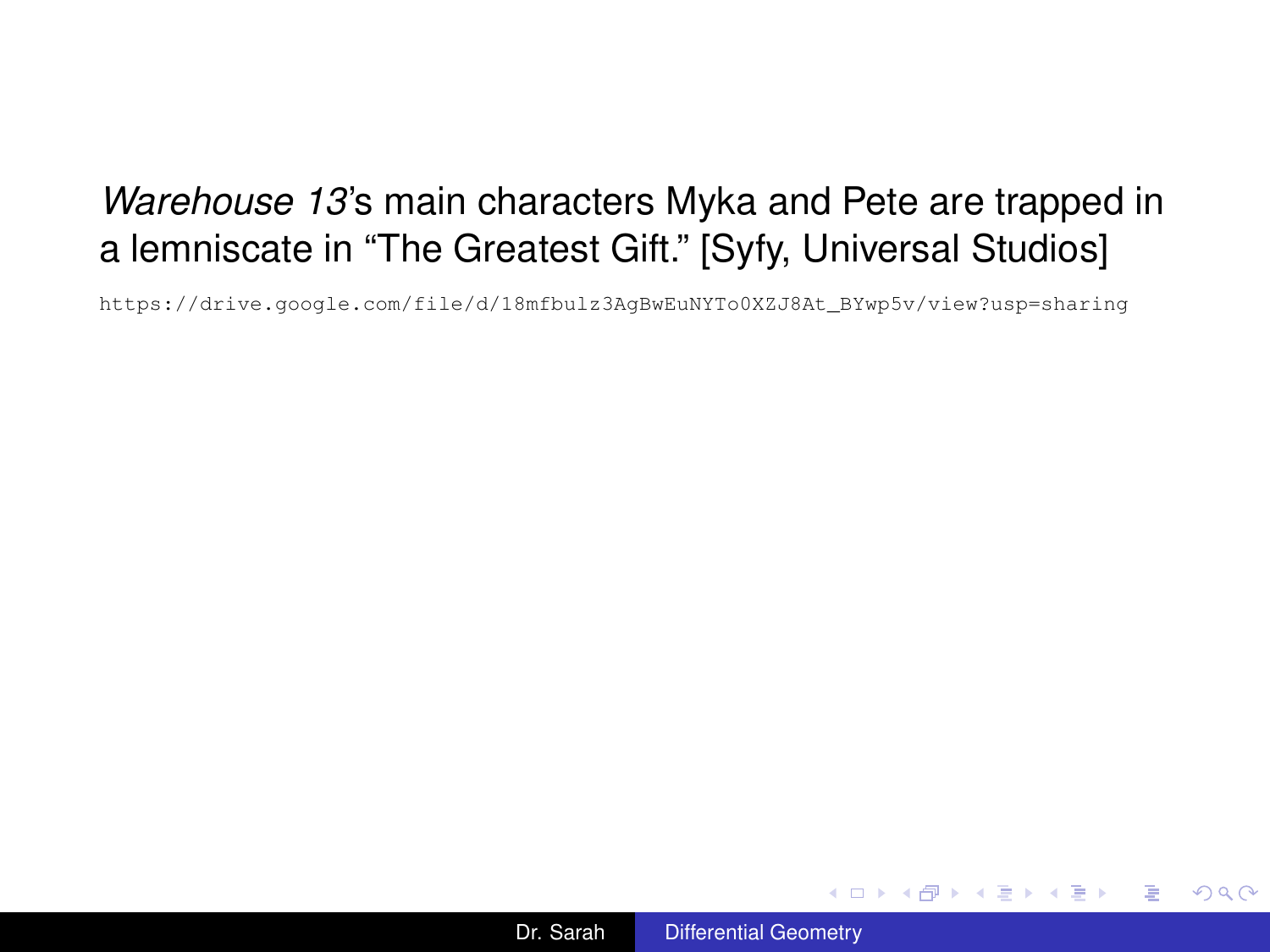*Warehouse 13*'s main characters Myka and Pete are trapped in a lemniscate in "The Greatest Gift." [Syfy, Universal Studios]

```
https://drive.google.com/file/d/18mfbulz3AgBwEuNYTo0XZJ8At_BYwp5v/view?usp=sharing
```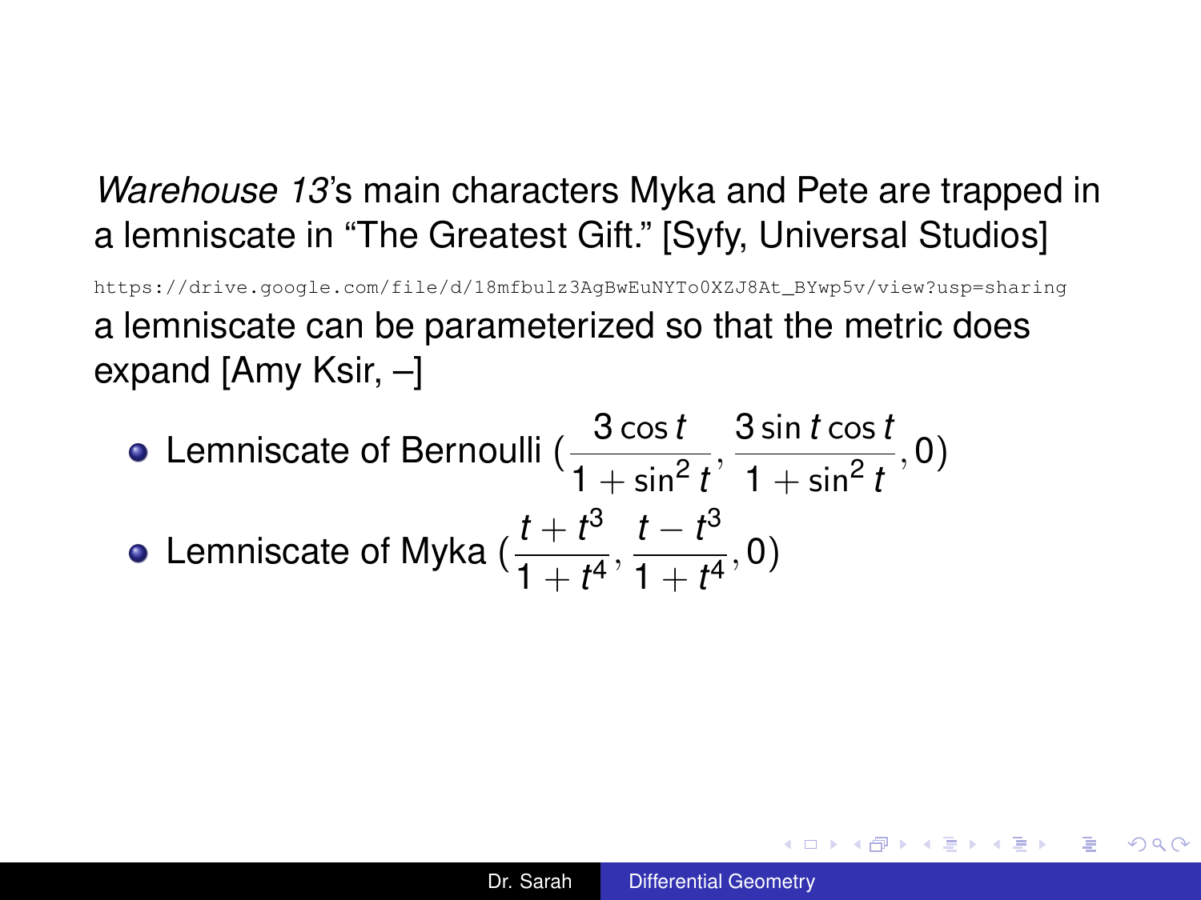*Warehouse 13*'s main characters Myka and Pete are trapped in a lemniscate in “The Greatest Gift.” [Syfy, Universal Studios]

https://drive.google.com/file/d/18mfbulz3AgBwEuNYTo0XZJ8At_BYwp5v/view?usp=sharing

a lemniscate can be parameterized so that the metric does expand [Amy Ksir, –]

- Lemniscate of Bernoulli $(\frac{3\cos t}{1+\sin^2 t}, \frac{3\sin t \cos t}{1+\sin^2 t}, 0)$
- Lemniscate of Myka $(\frac{t+t^3}{1+t^4}, \frac{t-t^3}{1+t^4}, 0)$